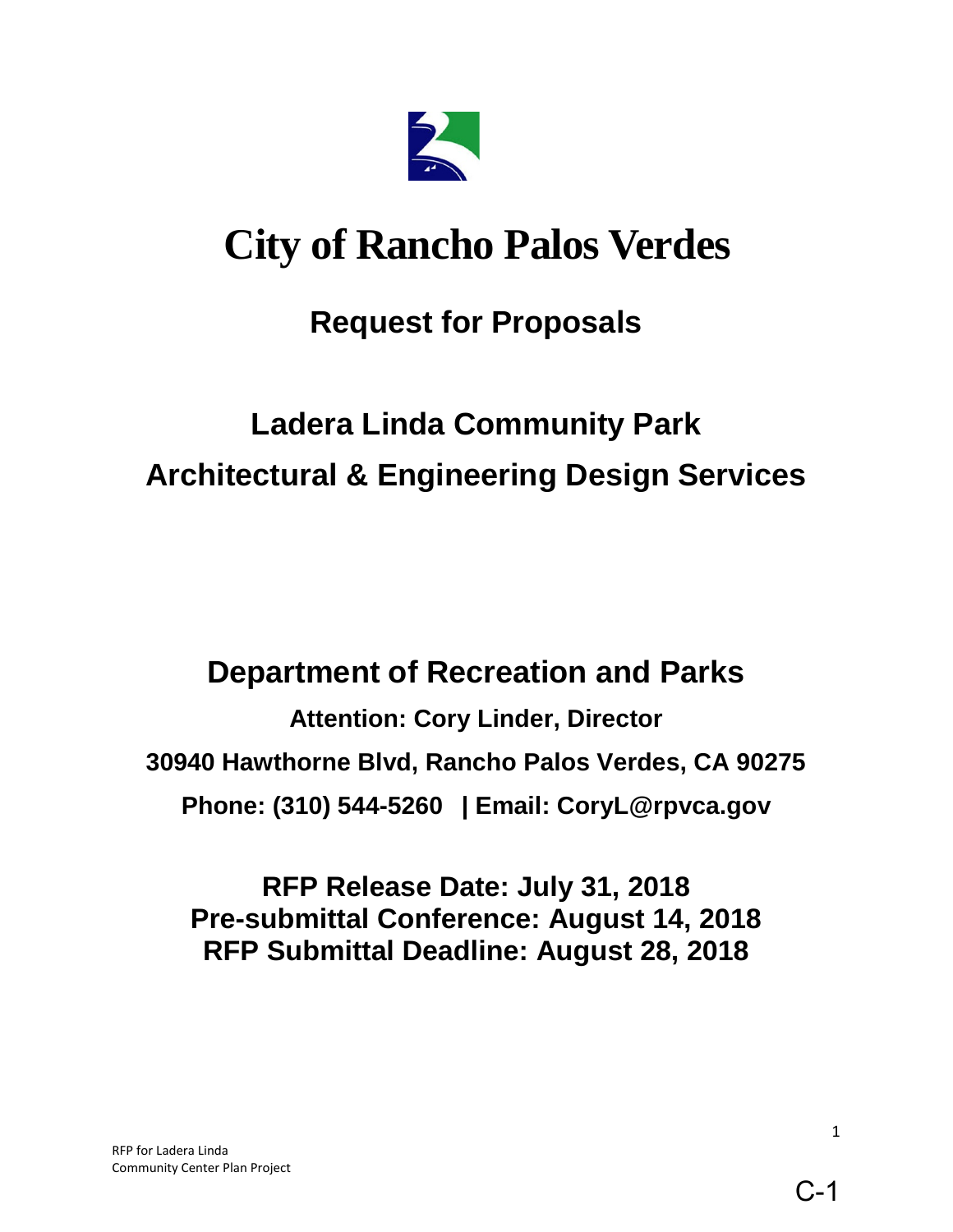# City of Rancho Palos Verdes

## Request for Proposals

## Ladera Linda Community Park
## Architectural & Engineering Design Services

## Department of Recreation and Parks

**Attention: Cory Linder, Director**

**30940 Hawthorne Blvd, Rancho Palos Verdes, CA 90275**

**Phone: (310) 544-5260 | Email: CoryL@rpvca.gov**

**RFP Release Date: July 31, 2018**
**Pre-submittal Conference: August 14, 2018**
**RFP Submittal Deadline: August 28, 2018**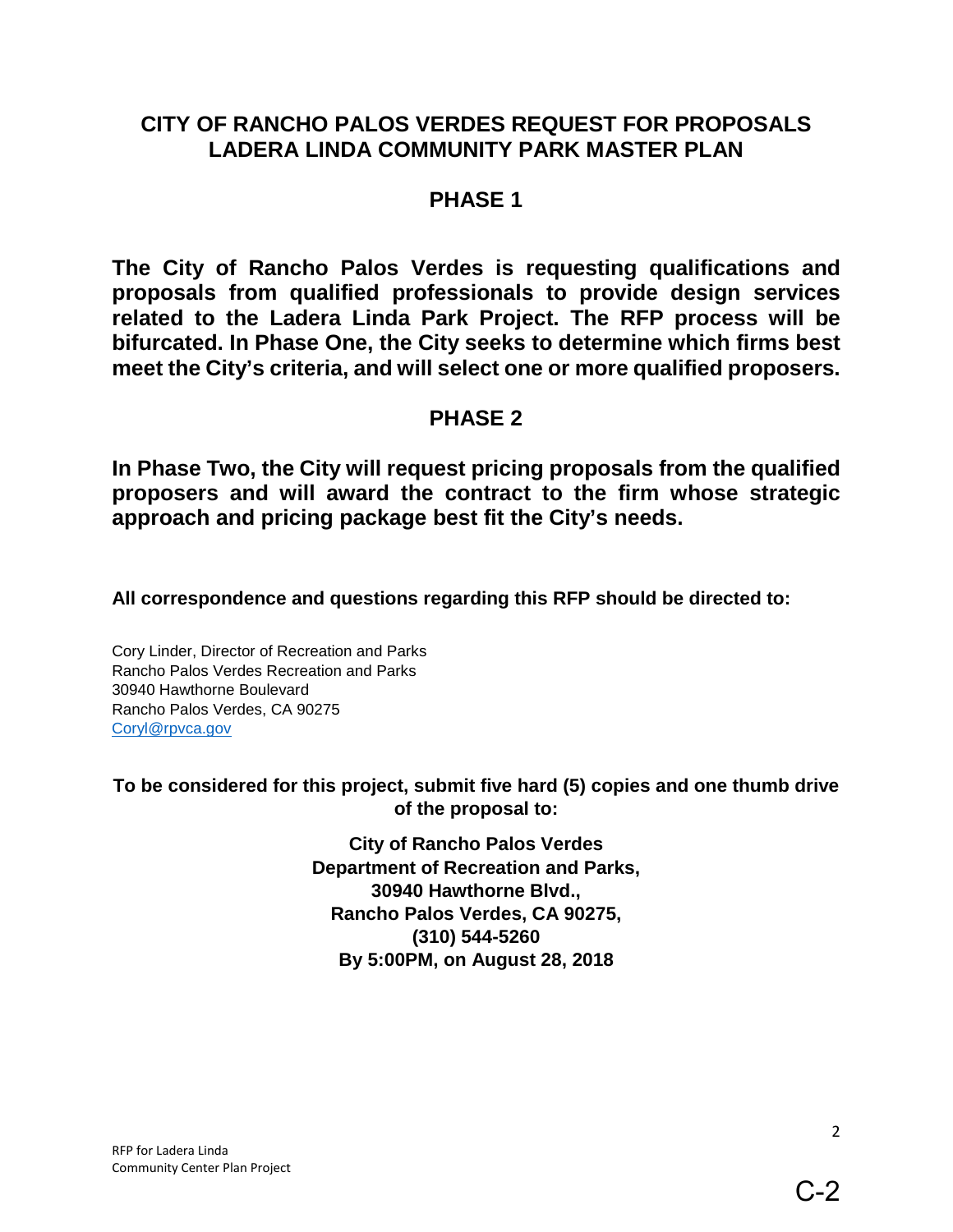# CITY OF RANCHO PALOS VERDES REQUEST FOR PROPOSALS LADERA LINDA COMMUNITY PARK MASTER PLAN

## PHASE 1

**The City of Rancho Palos Verdes is requesting qualifications and proposals from qualified professionals to provide design services related to the Ladera Linda Park Project. The RFP process will be bifurcated. In Phase One, the City seeks to determine which firms best meet the City's criteria, and will select one or more qualified proposers.**

## PHASE 2

**In Phase Two, the City will request pricing proposals from the qualified proposers and will award the contract to the firm whose strategic approach and pricing package best fit the City's needs.**

**All correspondence and questions regarding this RFP should be directed to:**

Cory Linder, Director of Recreation and Parks
Rancho Palos Verdes Recreation and Parks
30940 Hawthorne Boulevard
Rancho Palos Verdes, CA 90275
Coryl@rpvca.gov

**To be considered for this project, submit five hard (5) copies and one thumb drive of the proposal to:**

**City of Rancho Palos Verdes**
**Department of Recreation and Parks,**
**30940 Hawthorne Blvd.,**
**Rancho Palos Verdes, CA 90275,**
**(310) 544-5260**
**By 5:00PM, on August 28, 2018**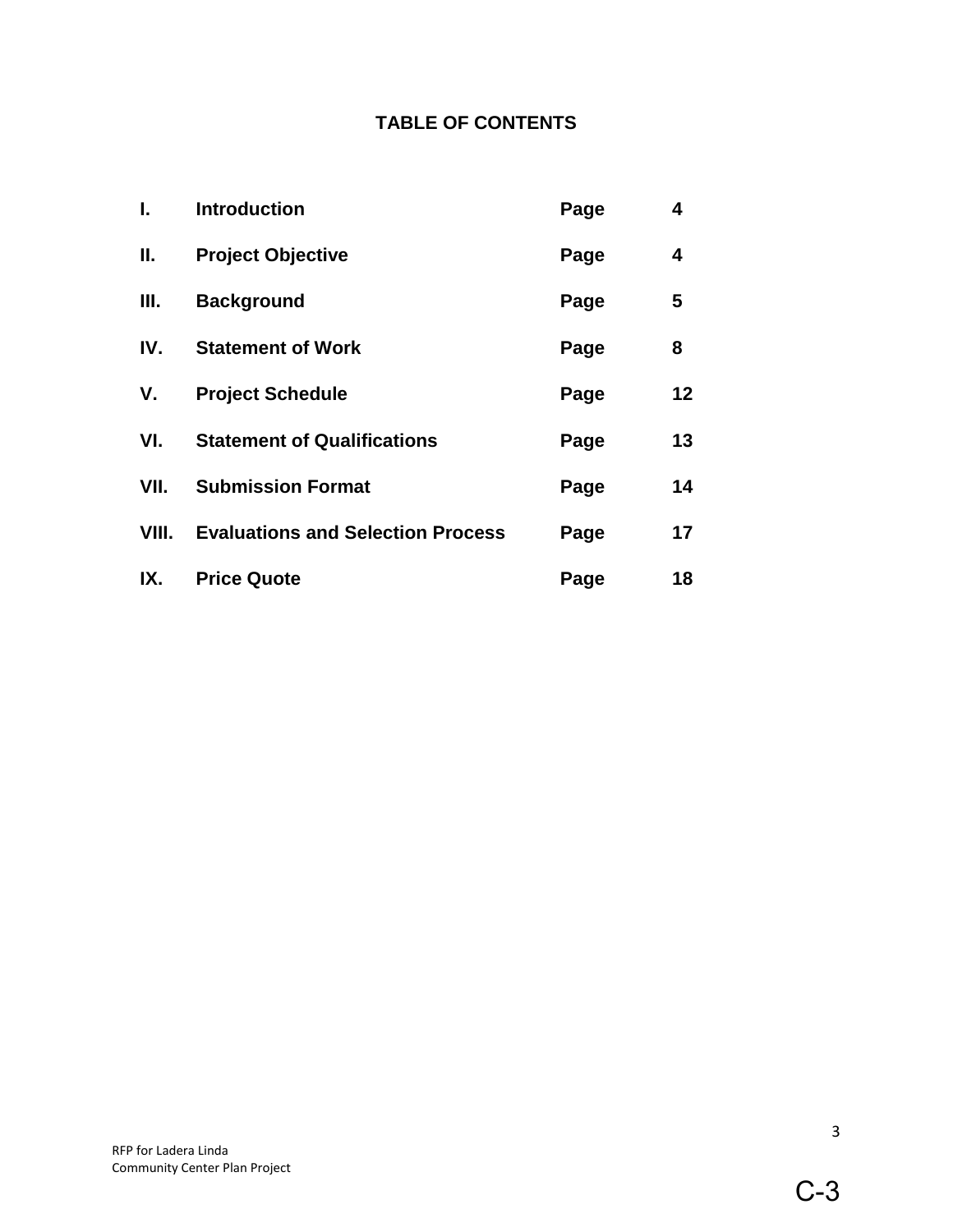# TABLE OF CONTENTS

| | | | |
|---|---|---|---|
| **I.** | **Introduction** | **Page** | **4** |
| **II.** | **Project Objective** | **Page** | **4** |
| **III.** | **Background** | **Page** | **5** |
| **IV.** | **Statement of Work** | **Page** | **8** |
| **V.** | **Project Schedule** | **Page** | **12** |
| **VI.** | **Statement of Qualifications** | **Page** | **13** |
| **VII.** | **Submission Format** | **Page** | **14** |
| **VIII.** | **Evaluations and Selection Process** | **Page** | **17** |
| **IX.** | **Price Quote** | **Page** | **18** |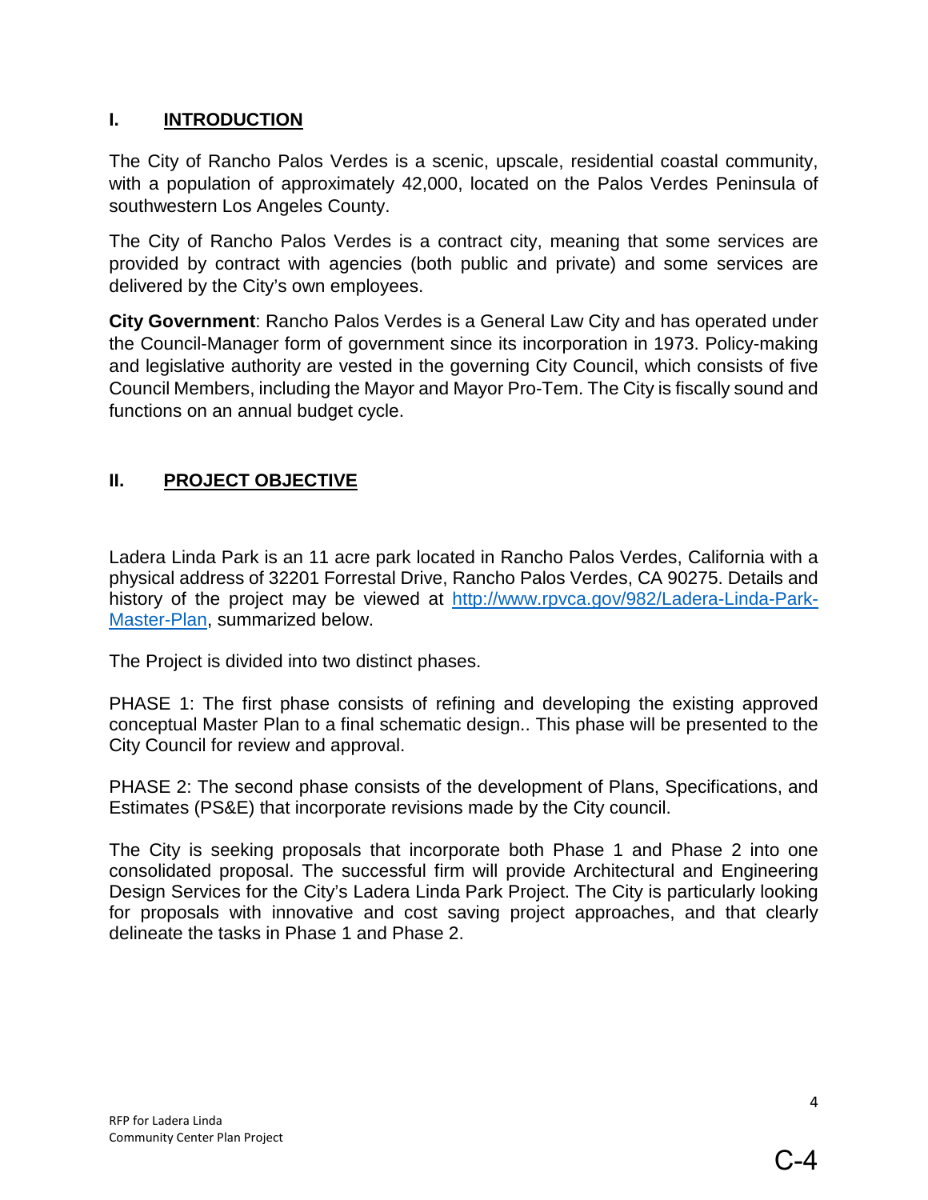## I. INTRODUCTION

The City of Rancho Palos Verdes is a scenic, upscale, residential coastal community, with a population of approximately 42,000, located on the Palos Verdes Peninsula of southwestern Los Angeles County.

The City of Rancho Palos Verdes is a contract city, meaning that some services are provided by contract with agencies (both public and private) and some services are delivered by the City's own employees.

**City Government**: Rancho Palos Verdes is a General Law City and has operated under the Council-Manager form of government since its incorporation in 1973. Policy-making and legislative authority are vested in the governing City Council, which consists of five Council Members, including the Mayor and Mayor Pro-Tem. The City is fiscally sound and functions on an annual budget cycle.

## II. PROJECT OBJECTIVE

Ladera Linda Park is an 11 acre park located in Rancho Palos Verdes, California with a physical address of 32201 Forrestal Drive, Rancho Palos Verdes, CA 90275. Details and history of the project may be viewed at [http://www.rpvca.gov/982/Ladera-Linda-Park-Master-Plan](http://www.rpvca.gov/982/Ladera-Linda-Park-Master-Plan), summarized below.

The Project is divided into two distinct phases.

PHASE 1: The first phase consists of refining and developing the existing approved conceptual Master Plan to a final schematic design.. This phase will be presented to the City Council for review and approval.

PHASE 2: The second phase consists of the development of Plans, Specifications, and Estimates (PS&E) that incorporate revisions made by the City council.

The City is seeking proposals that incorporate both Phase 1 and Phase 2 into one consolidated proposal. The successful firm will provide Architectural and Engineering Design Services for the City's Ladera Linda Park Project. The City is particularly looking for proposals with innovative and cost saving project approaches, and that clearly delineate the tasks in Phase 1 and Phase 2.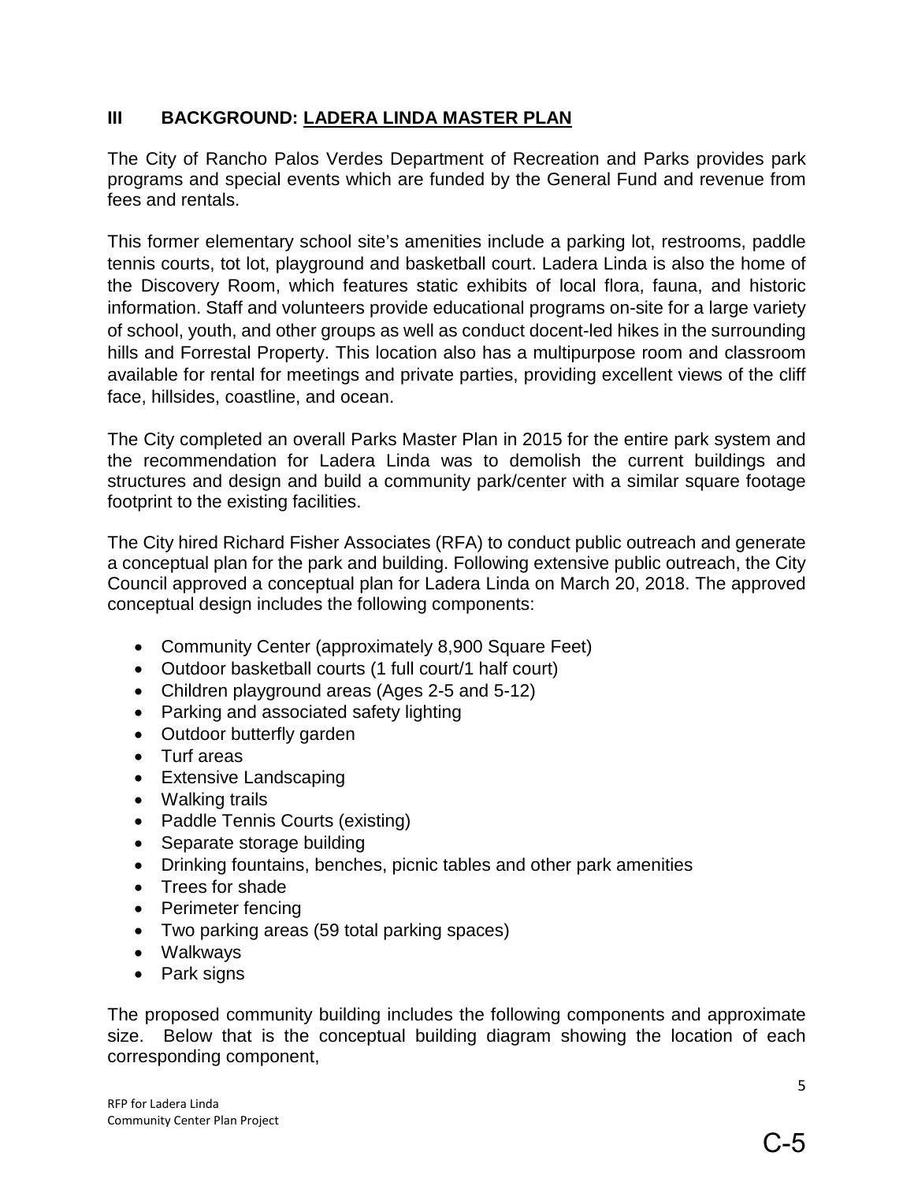## III BACKGROUND: LADERA LINDA MASTER PLAN

The City of Rancho Palos Verdes Department of Recreation and Parks provides park programs and special events which are funded by the General Fund and revenue from fees and rentals.

This former elementary school site's amenities include a parking lot, restrooms, paddle tennis courts, tot lot, playground and basketball court. Ladera Linda is also the home of the Discovery Room, which features static exhibits of local flora, fauna, and historic information. Staff and volunteers provide educational programs on-site for a large variety of school, youth, and other groups as well as conduct docent-led hikes in the surrounding hills and Forrestal Property. This location also has a multipurpose room and classroom available for rental for meetings and private parties, providing excellent views of the cliff face, hillsides, coastline, and ocean.

The City completed an overall Parks Master Plan in 2015 for the entire park system and the recommendation for Ladera Linda was to demolish the current buildings and structures and design and build a community park/center with a similar square footage footprint to the existing facilities.

The City hired Richard Fisher Associates (RFA) to conduct public outreach and generate a conceptual plan for the park and building. Following extensive public outreach, the City Council approved a conceptual plan for Ladera Linda on March 20, 2018. The approved conceptual design includes the following components:

- Community Center (approximately 8,900 Square Feet)
- Outdoor basketball courts (1 full court/1 half court)
- Children playground areas (Ages 2-5 and 5-12)
- Parking and associated safety lighting
- Outdoor butterfly garden
- Turf areas
- Extensive Landscaping
- Walking trails
- Paddle Tennis Courts (existing)
- Separate storage building
- Drinking fountains, benches, picnic tables and other park amenities
- Trees for shade
- Perimeter fencing
- Two parking areas (59 total parking spaces)
- Walkways
- Park signs

The proposed community building includes the following components and approximate size. Below that is the conceptual building diagram showing the location of each corresponding component,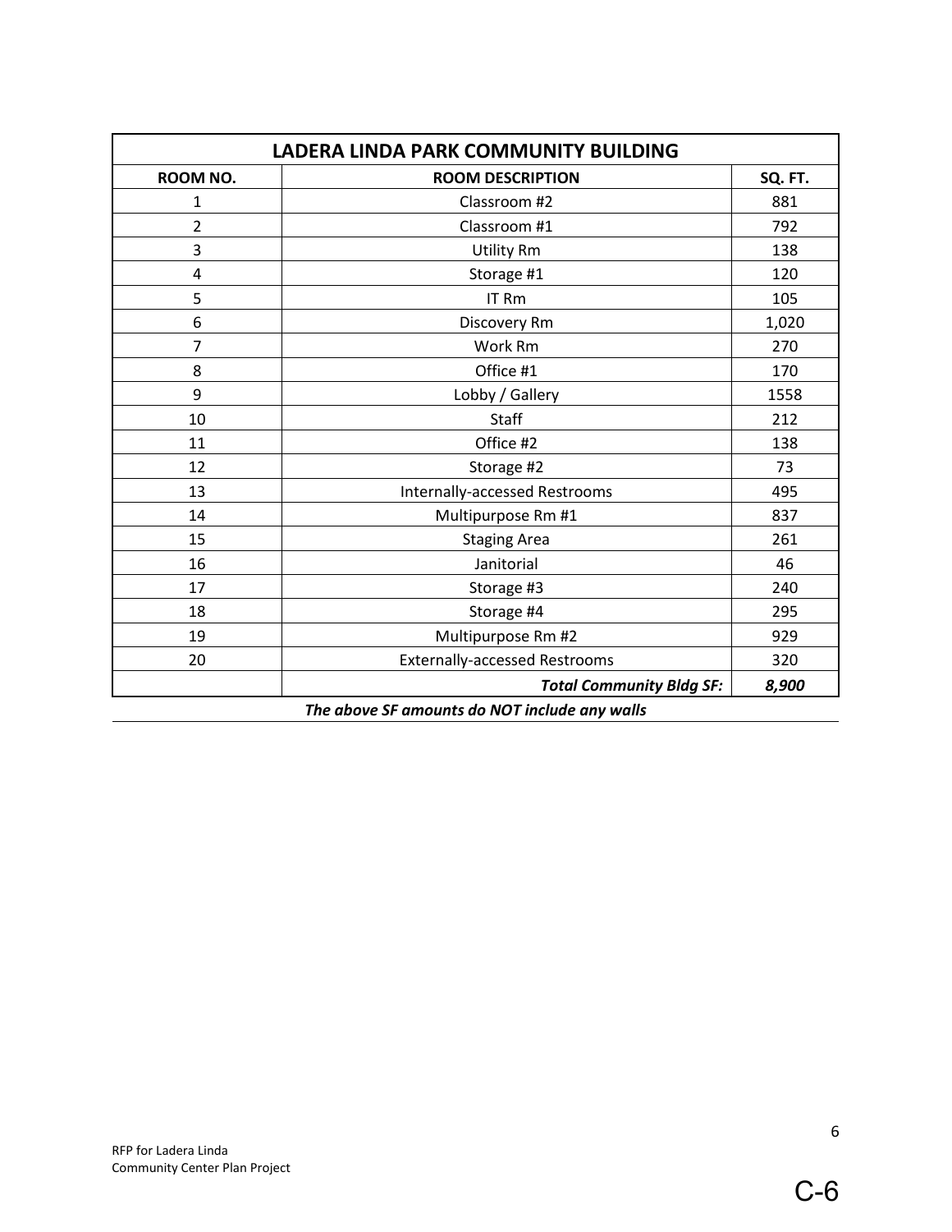| LADERA LINDA PARK COMMUNITY BUILDING | | |
|---|---|---|
| **ROOM NO.** | **ROOM DESCRIPTION** | **SQ. FT.** |
| 1 | Classroom #2 | 881 |
| 2 | Classroom #1 | 792 |
| 3 | Utility Rm | 138 |
| 4 | Storage #1 | 120 |
| 5 | IT Rm | 105 |
| 6 | Discovery Rm | 1,020 |
| 7 | Work Rm | 270 |
| 8 | Office #1 | 170 |
| 9 | Lobby / Gallery | 1558 |
| 10 | Staff | 212 |
| 11 | Office #2 | 138 |
| 12 | Storage #2 | 73 |
| 13 | Internally-accessed Restrooms | 495 |
| 14 | Multipurpose Rm #1 | 837 |
| 15 | Staging Area | 261 |
| 16 | Janitorial | 46 |
| 17 | Storage #3 | 240 |
| 18 | Storage #4 | 295 |
| 19 | Multipurpose Rm #2 | 929 |
| 20 | Externally-accessed Restrooms | 320 |
| | ***Total Community Bldg SF:*** | ***8,900*** |

***The above SF amounts do NOT include any walls***

RFP for Ladera Linda
Community Center Plan Project

C-6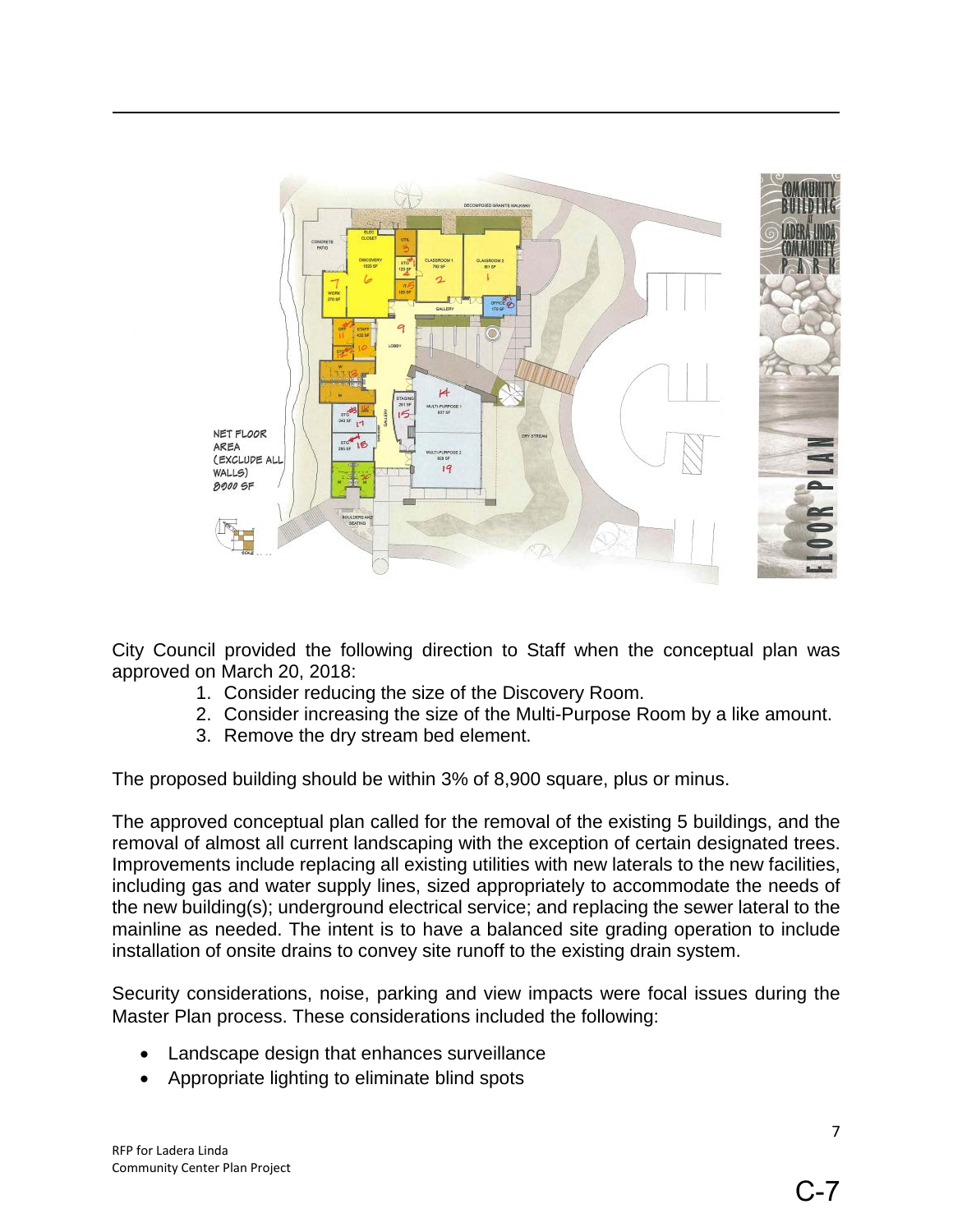City Council provided the following direction to Staff when the conceptual plan was approved on March 20, 2018:

1. Consider reducing the size of the Discovery Room.
2. Consider increasing the size of the Multi-Purpose Room by a like amount.
3. Remove the dry stream bed element.

The proposed building should be within 3% of 8,900 square, plus or minus.

The approved conceptual plan called for the removal of the existing 5 buildings, and the removal of almost all current landscaping with the exception of certain designated trees. Improvements include replacing all existing utilities with new laterals to the new facilities, including gas and water supply lines, sized appropriately to accommodate the needs of the new building(s); underground electrical service; and replacing the sewer lateral to the mainline as needed. The intent is to have a balanced site grading operation to include installation of onsite drains to convey site runoff to the existing drain system.

Security considerations, noise, parking and view impacts were focal issues during the Master Plan process. These considerations included the following:

- Landscape design that enhances surveillance
- Appropriate lighting to eliminate blind spots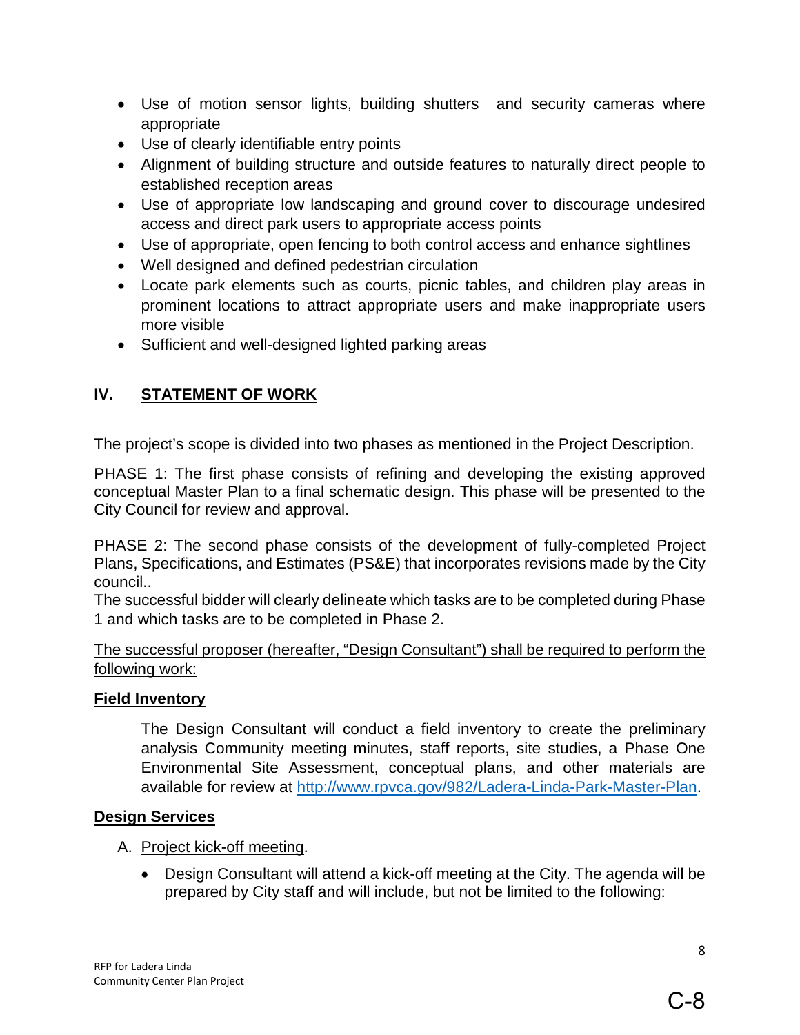- Use of motion sensor lights, building shutters and security cameras where appropriate
- Use of clearly identifiable entry points
- Alignment of building structure and outside features to naturally direct people to established reception areas
- Use of appropriate low landscaping and ground cover to discourage undesired access and direct park users to appropriate access points
- Use of appropriate, open fencing to both control access and enhance sightlines
- Well designed and defined pedestrian circulation
- Locate park elements such as courts, picnic tables, and children play areas in prominent locations to attract appropriate users and make inappropriate users more visible
- Sufficient and well-designed lighted parking areas

## IV. STATEMENT OF WORK

The project's scope is divided into two phases as mentioned in the Project Description.

PHASE 1: The first phase consists of refining and developing the existing approved conceptual Master Plan to a final schematic design. This phase will be presented to the City Council for review and approval.

PHASE 2: The second phase consists of the development of fully-completed Project Plans, Specifications, and Estimates (PS&E) that incorporates revisions made by the City council..
The successful bidder will clearly delineate which tasks are to be completed during Phase 1 and which tasks are to be completed in Phase 2.

The successful proposer (hereafter, "Design Consultant") shall be required to perform the following work:

**Field Inventory**

The Design Consultant will conduct a field inventory to create the preliminary analysis Community meeting minutes, staff reports, site studies, a Phase One Environmental Site Assessment, conceptual plans, and other materials are available for review at http://www.rpvca.gov/982/Ladera-Linda-Park-Master-Plan.

**Design Services**

A. Project kick-off meeting.

- Design Consultant will attend a kick-off meeting at the City. The agenda will be prepared by City staff and will include, but not be limited to the following: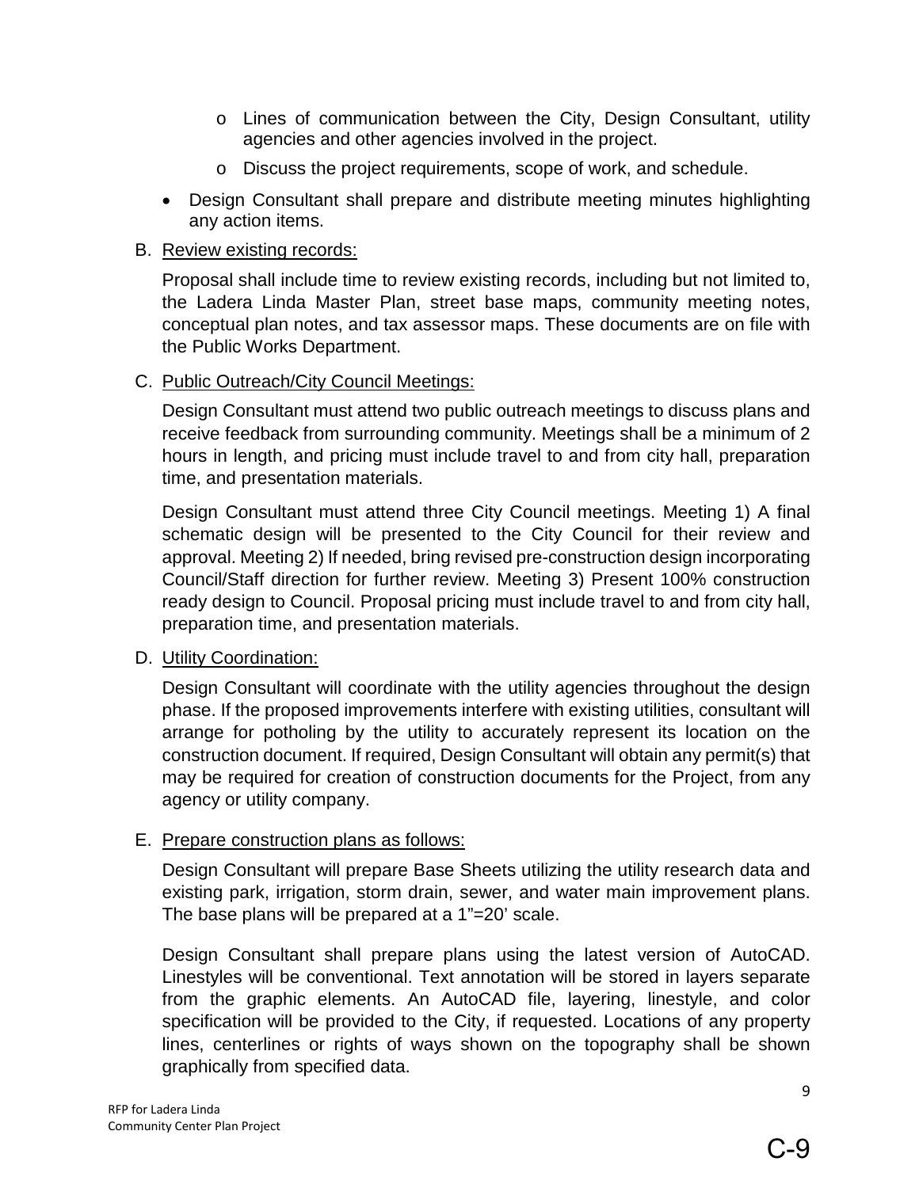- Lines of communication between the City, Design Consultant, utility agencies and other agencies involved in the project.
  - Discuss the project requirements, scope of work, and schedule.
- Design Consultant shall prepare and distribute meeting minutes highlighting any action items.

B. Review existing records:

Proposal shall include time to review existing records, including but not limited to, the Ladera Linda Master Plan, street base maps, community meeting notes, conceptual plan notes, and tax assessor maps. These documents are on file with the Public Works Department.

C. Public Outreach/City Council Meetings:

Design Consultant must attend two public outreach meetings to discuss plans and receive feedback from surrounding community. Meetings shall be a minimum of 2 hours in length, and pricing must include travel to and from city hall, preparation time, and presentation materials.

Design Consultant must attend three City Council meetings. Meeting 1) A final schematic design will be presented to the City Council for their review and approval. Meeting 2) If needed, bring revised pre-construction design incorporating Council/Staff direction for further review. Meeting 3) Present 100% construction ready design to Council. Proposal pricing must include travel to and from city hall, preparation time, and presentation materials.

D. Utility Coordination:

Design Consultant will coordinate with the utility agencies throughout the design phase. If the proposed improvements interfere with existing utilities, consultant will arrange for potholing by the utility to accurately represent its location on the construction document. If required, Design Consultant will obtain any permit(s) that may be required for creation of construction documents for the Project, from any agency or utility company.

E. Prepare construction plans as follows:

Design Consultant will prepare Base Sheets utilizing the utility research data and existing park, irrigation, storm drain, sewer, and water main improvement plans. The base plans will be prepared at a 1"=20' scale.

Design Consultant shall prepare plans using the latest version of AutoCAD. Linestyles will be conventional. Text annotation will be stored in layers separate from the graphic elements. An AutoCAD file, layering, linestyle, and color specification will be provided to the City, if requested. Locations of any property lines, centerlines or rights of ways shown on the topography shall be shown graphically from specified data.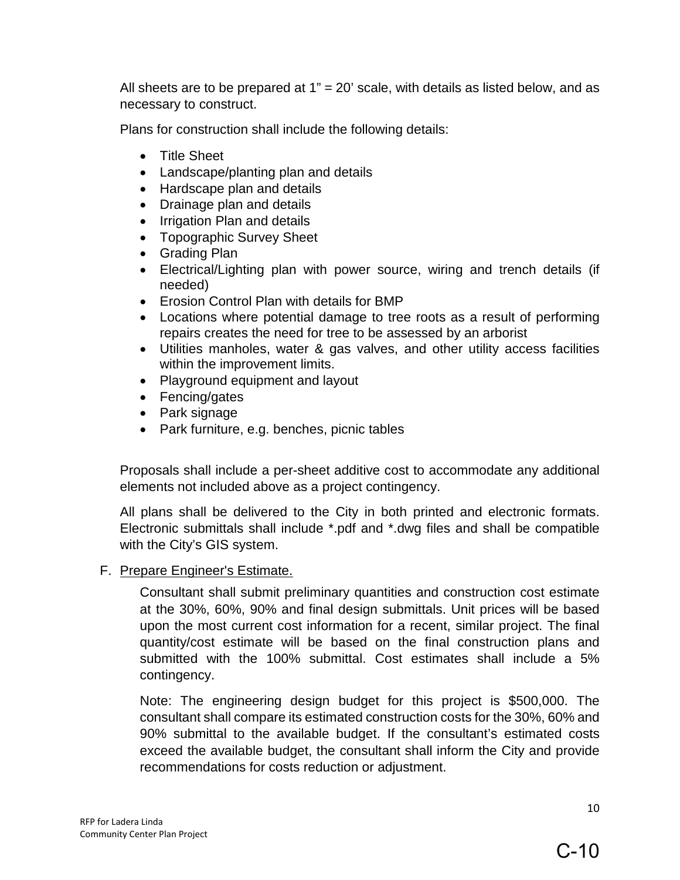All sheets are to be prepared at 1" = 20' scale, with details as listed below, and as necessary to construct.

Plans for construction shall include the following details:

- Title Sheet
- Landscape/planting plan and details
- Hardscape plan and details
- Drainage plan and details
- Irrigation Plan and details
- Topographic Survey Sheet
- Grading Plan
- Electrical/Lighting plan with power source, wiring and trench details (if needed)
- Erosion Control Plan with details for BMP
- Locations where potential damage to tree roots as a result of performing repairs creates the need for tree to be assessed by an arborist
- Utilities manholes, water & gas valves, and other utility access facilities within the improvement limits.
- Playground equipment and layout
- Fencing/gates
- Park signage
- Park furniture, e.g. benches, picnic tables

Proposals shall include a per-sheet additive cost to accommodate any additional elements not included above as a project contingency.

All plans shall be delivered to the City in both printed and electronic formats. Electronic submittals shall include *.pdf and *.dwg files and shall be compatible with the City's GIS system.

F. <u>Prepare Engineer's Estimate.</u>

Consultant shall submit preliminary quantities and construction cost estimate at the 30%, 60%, 90% and final design submittals. Unit prices will be based upon the most current cost information for a recent, similar project. The final quantity/cost estimate will be based on the final construction plans and submitted with the 100% submittal. Cost estimates shall include a 5% contingency.

Note: The engineering design budget for this project is $500,000. The consultant shall compare its estimated construction costs for the 30%, 60% and 90% submittal to the available budget. If the consultant's estimated costs exceed the available budget, the consultant shall inform the City and provide recommendations for costs reduction or adjustment.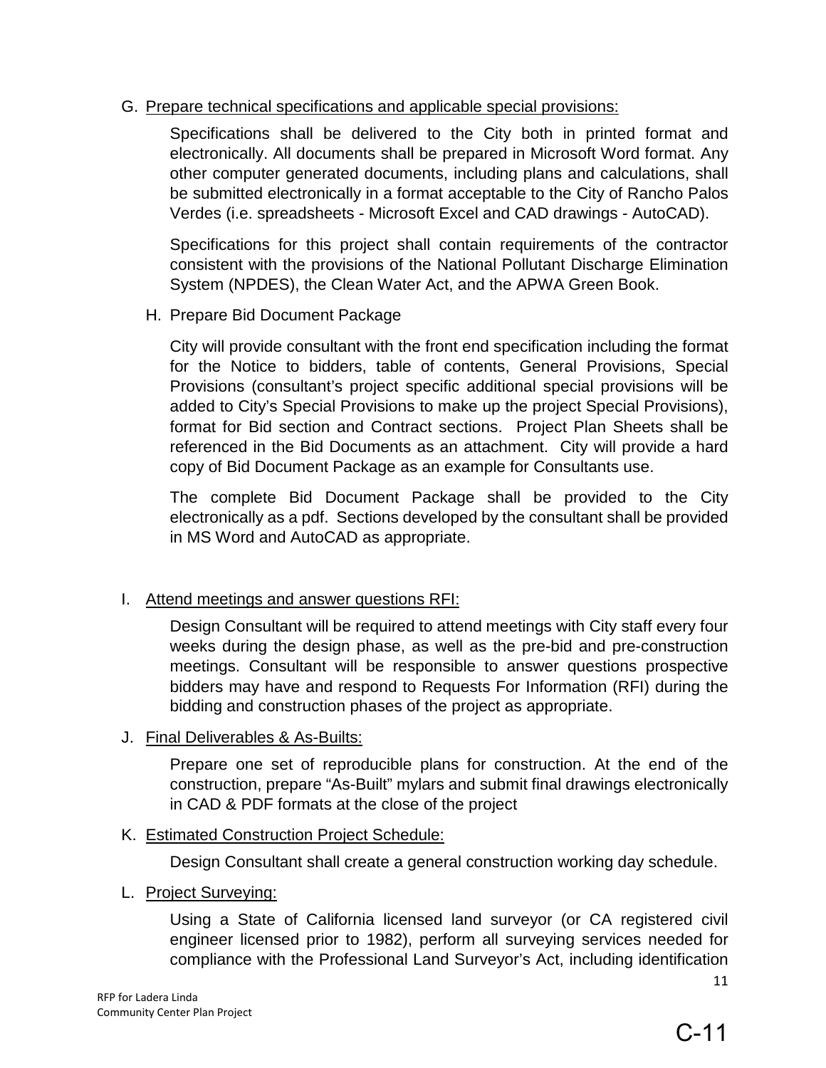G. Prepare technical specifications and applicable special provisions:

Specifications shall be delivered to the City both in printed format and electronically. All documents shall be prepared in Microsoft Word format. Any other computer generated documents, including plans and calculations, shall be submitted electronically in a format acceptable to the City of Rancho Palos Verdes (i.e. spreadsheets - Microsoft Excel and CAD drawings - AutoCAD).

Specifications for this project shall contain requirements of the contractor consistent with the provisions of the National Pollutant Discharge Elimination System (NPDES), the Clean Water Act, and the APWA Green Book.

H. Prepare Bid Document Package

City will provide consultant with the front end specification including the format for the Notice to bidders, table of contents, General Provisions, Special Provisions (consultant's project specific additional special provisions will be added to City's Special Provisions to make up the project Special Provisions), format for Bid section and Contract sections. Project Plan Sheets shall be referenced in the Bid Documents as an attachment. City will provide a hard copy of Bid Document Package as an example for Consultants use.

The complete Bid Document Package shall be provided to the City electronically as a pdf. Sections developed by the consultant shall be provided in MS Word and AutoCAD as appropriate.

I. Attend meetings and answer questions RFI:

Design Consultant will be required to attend meetings with City staff every four weeks during the design phase, as well as the pre-bid and pre-construction meetings. Consultant will be responsible to answer questions prospective bidders may have and respond to Requests For Information (RFI) during the bidding and construction phases of the project as appropriate.

J. Final Deliverables & As-Builts:

Prepare one set of reproducible plans for construction. At the end of the construction, prepare "As-Built" mylars and submit final drawings electronically in CAD & PDF formats at the close of the project

K. Estimated Construction Project Schedule:

Design Consultant shall create a general construction working day schedule.

L. Project Surveying:

Using a State of California licensed land surveyor (or CA registered civil engineer licensed prior to 1982), perform all surveying services needed for compliance with the Professional Land Surveyor's Act, including identification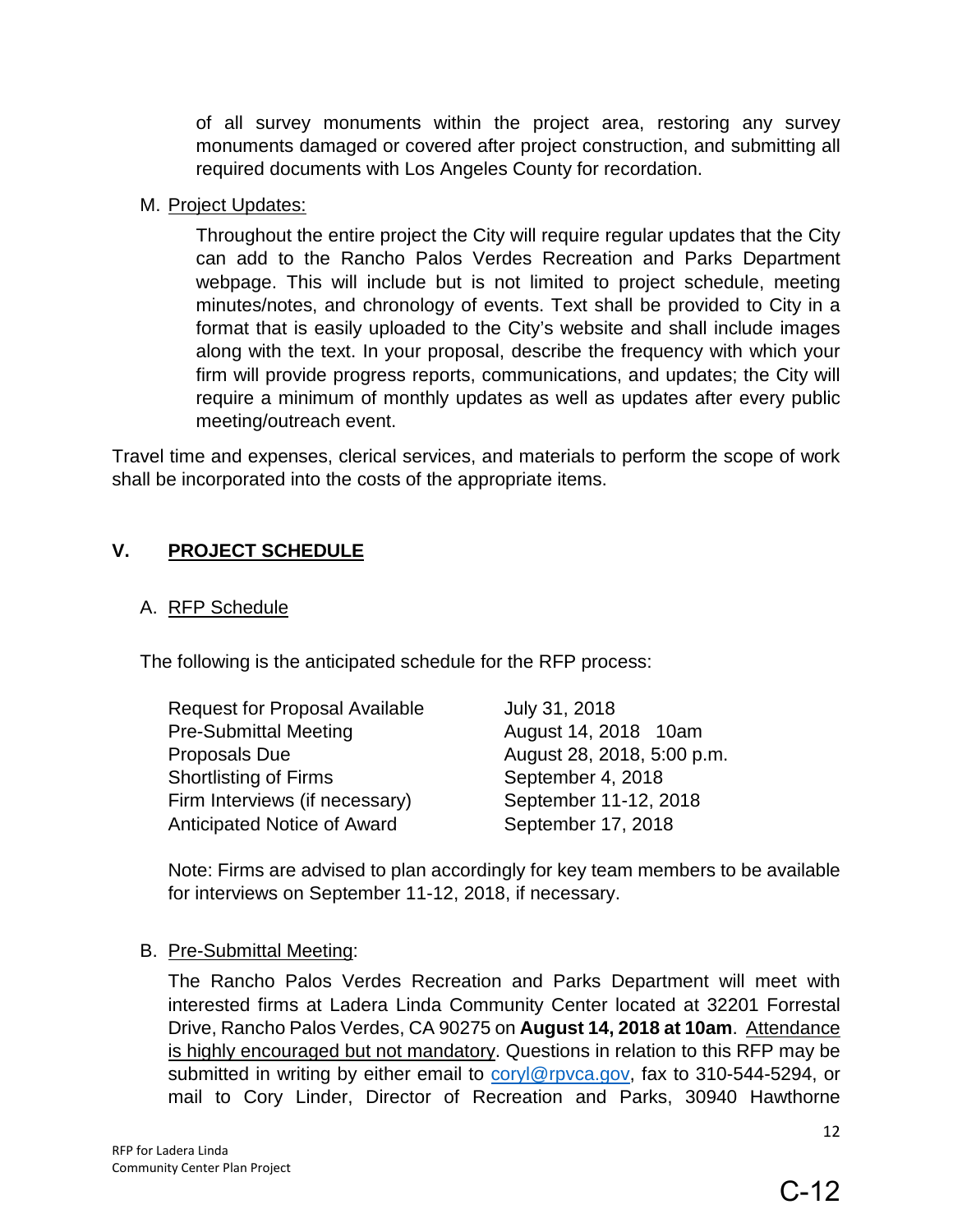of all survey monuments within the project area, restoring any survey monuments damaged or covered after project construction, and submitting all required documents with Los Angeles County for recordation.

M. Project Updates:

Throughout the entire project the City will require regular updates that the City can add to the Rancho Palos Verdes Recreation and Parks Department webpage. This will include but is not limited to project schedule, meeting minutes/notes, and chronology of events. Text shall be provided to City in a format that is easily uploaded to the City's website and shall include images along with the text. In your proposal, describe the frequency with which your firm will provide progress reports, communications, and updates; the City will require a minimum of monthly updates as well as updates after every public meeting/outreach event.

Travel time and expenses, clerical services, and materials to perform the scope of work shall be incorporated into the costs of the appropriate items.

## V. PROJECT SCHEDULE

A. RFP Schedule

The following is the anticipated schedule for the RFP process:

| | |
|---|---|
| Request for Proposal Available | July 31, 2018 |
| Pre-Submittal Meeting | August 14, 2018 10am |
| Proposals Due | August 28, 2018, 5:00 p.m. |
| Shortlisting of Firms | September 4, 2018 |
| Firm Interviews (if necessary) | September 11-12, 2018 |
| Anticipated Notice of Award | September 17, 2018 |

Note: Firms are advised to plan accordingly for key team members to be available for interviews on September 11-12, 2018, if necessary.

B. Pre-Submittal Meeting:

The Rancho Palos Verdes Recreation and Parks Department will meet with interested firms at Ladera Linda Community Center located at 32201 Forrestal Drive, Rancho Palos Verdes, CA 90275 on **August 14, 2018 at 10am**. Attendance is highly encouraged but not mandatory. Questions in relation to this RFP may be submitted in writing by either email to coryl@rpvca.gov, fax to 310-544-5294, or mail to Cory Linder, Director of Recreation and Parks, 30940 Hawthorne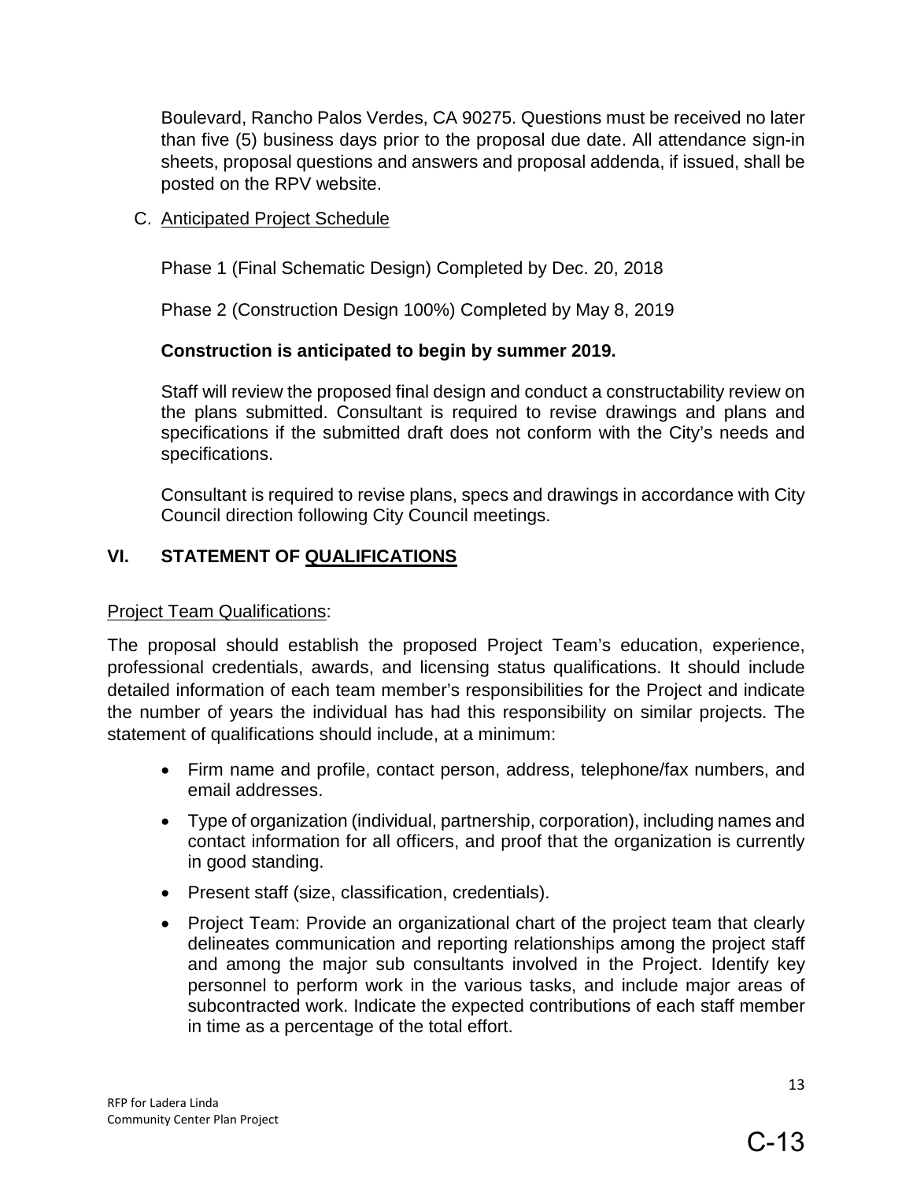Boulevard, Rancho Palos Verdes, CA 90275. Questions must be received no later than five (5) business days prior to the proposal due date. All attendance sign-in sheets, proposal questions and answers and proposal addenda, if issued, shall be posted on the RPV website.

C. Anticipated Project Schedule

Phase 1 (Final Schematic Design) Completed by Dec. 20, 2018

Phase 2 (Construction Design 100%) Completed by May 8, 2019

**Construction is anticipated to begin by summer 2019.**

Staff will review the proposed final design and conduct a constructability review on the plans submitted. Consultant is required to revise drawings and plans and specifications if the submitted draft does not conform with the City's needs and specifications.

Consultant is required to revise plans, specs and drawings in accordance with City Council direction following City Council meetings.

## VI. STATEMENT OF QUALIFICATIONS

Project Team Qualifications:

The proposal should establish the proposed Project Team's education, experience, professional credentials, awards, and licensing status qualifications. It should include detailed information of each team member's responsibilities for the Project and indicate the number of years the individual has had this responsibility on similar projects. The statement of qualifications should include, at a minimum:

- Firm name and profile, contact person, address, telephone/fax numbers, and email addresses.
- Type of organization (individual, partnership, corporation), including names and contact information for all officers, and proof that the organization is currently in good standing.
- Present staff (size, classification, credentials).
- Project Team: Provide an organizational chart of the project team that clearly delineates communication and reporting relationships among the project staff and among the major sub consultants involved in the Project. Identify key personnel to perform work in the various tasks, and include major areas of subcontracted work. Indicate the expected contributions of each staff member in time as a percentage of the total effort.

C-13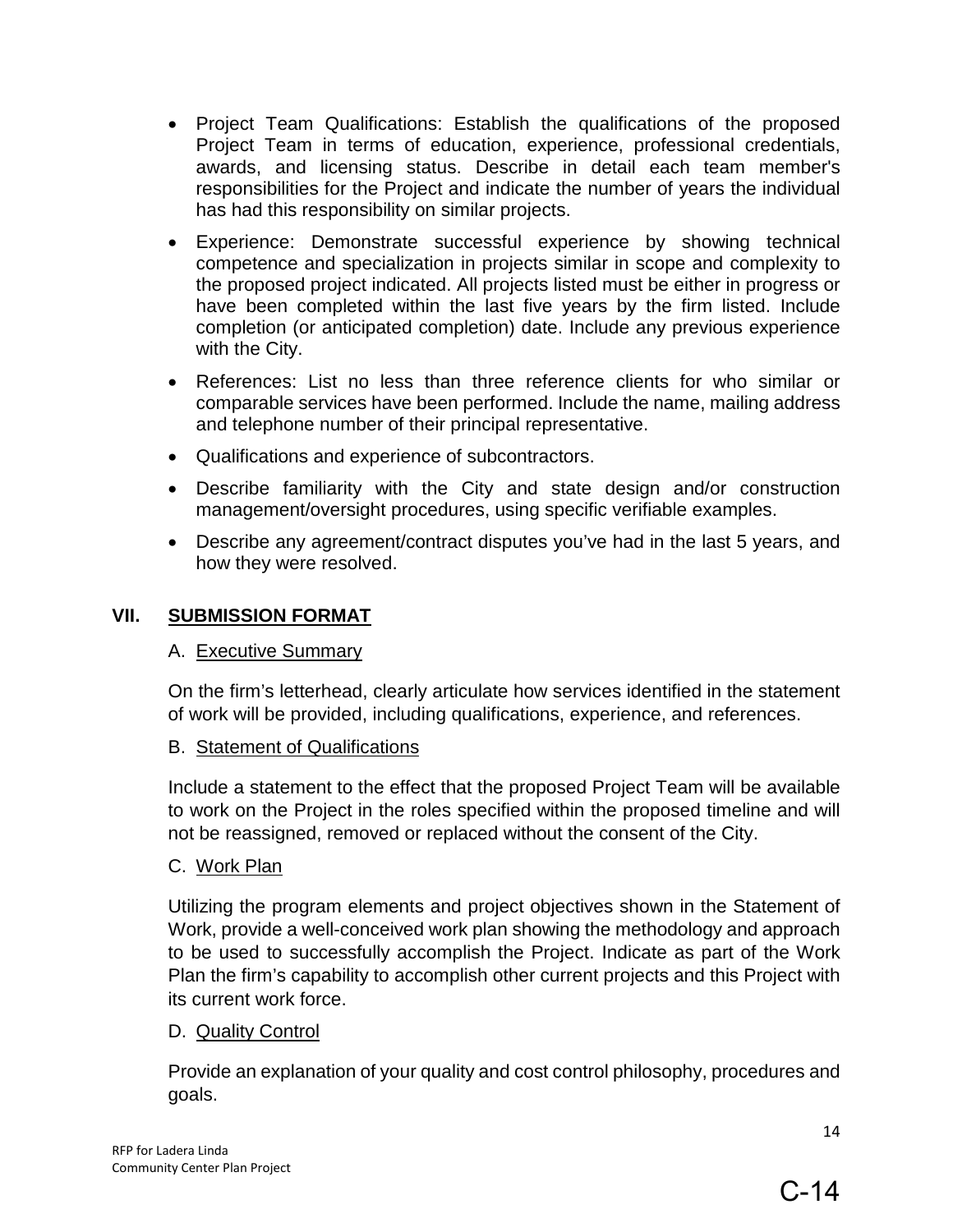- Project Team Qualifications: Establish the qualifications of the proposed Project Team in terms of education, experience, professional credentials, awards, and licensing status. Describe in detail each team member's responsibilities for the Project and indicate the number of years the individual has had this responsibility on similar projects.
- Experience: Demonstrate successful experience by showing technical competence and specialization in projects similar in scope and complexity to the proposed project indicated. All projects listed must be either in progress or have been completed within the last five years by the firm listed. Include completion (or anticipated completion) date. Include any previous experience with the City.
- References: List no less than three reference clients for who similar or comparable services have been performed. Include the name, mailing address and telephone number of their principal representative.
- Qualifications and experience of subcontractors.
- Describe familiarity with the City and state design and/or construction management/oversight procedures, using specific verifiable examples.
- Describe any agreement/contract disputes you've had in the last 5 years, and how they were resolved.

## VII. SUBMISSION FORMAT

### A. Executive Summary

On the firm's letterhead, clearly articulate how services identified in the statement of work will be provided, including qualifications, experience, and references.

### B. Statement of Qualifications

Include a statement to the effect that the proposed Project Team will be available to work on the Project in the roles specified within the proposed timeline and will not be reassigned, removed or replaced without the consent of the City.

### C. Work Plan

Utilizing the program elements and project objectives shown in the Statement of Work, provide a well-conceived work plan showing the methodology and approach to be used to successfully accomplish the Project. Indicate as part of the Work Plan the firm's capability to accomplish other current projects and this Project with its current work force.

### D. Quality Control

Provide an explanation of your quality and cost control philosophy, procedures and goals.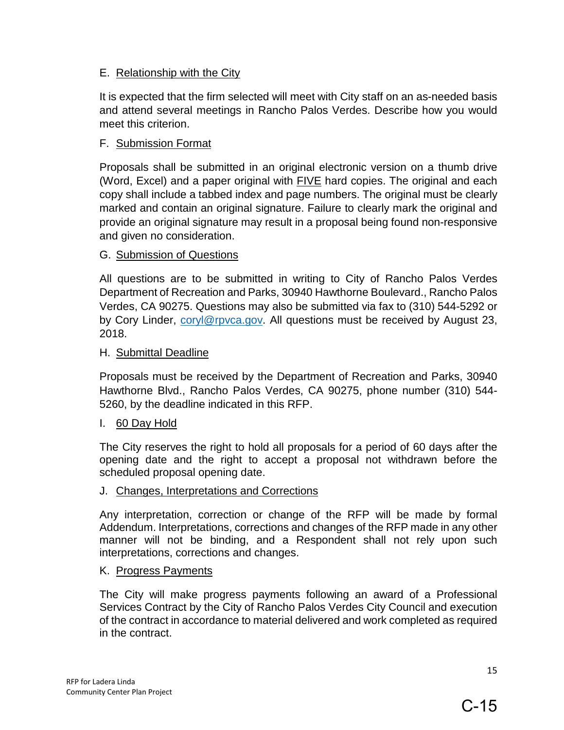E. Relationship with the City

It is expected that the firm selected will meet with City staff on an as-needed basis and attend several meetings in Rancho Palos Verdes. Describe how you would meet this criterion.

F. Submission Format

Proposals shall be submitted in an original electronic version on a thumb drive (Word, Excel) and a paper original with FIVE hard copies. The original and each copy shall include a tabbed index and page numbers. The original must be clearly marked and contain an original signature. Failure to clearly mark the original and provide an original signature may result in a proposal being found non-responsive and given no consideration.

G. Submission of Questions

All questions are to be submitted in writing to City of Rancho Palos Verdes Department of Recreation and Parks, 30940 Hawthorne Boulevard., Rancho Palos Verdes, CA 90275. Questions may also be submitted via fax to (310) 544-5292 or by Cory Linder, coryl@rpvca.gov. All questions must be received by August 23, 2018.

H. Submittal Deadline

Proposals must be received by the Department of Recreation and Parks, 30940 Hawthorne Blvd., Rancho Palos Verdes, CA 90275, phone number (310) 544-5260, by the deadline indicated in this RFP.

I. 60 Day Hold

The City reserves the right to hold all proposals for a period of 60 days after the opening date and the right to accept a proposal not withdrawn before the scheduled proposal opening date.

J. Changes, Interpretations and Corrections

Any interpretation, correction or change of the RFP will be made by formal Addendum. Interpretations, corrections and changes of the RFP made in any other manner will not be binding, and a Respondent shall not rely upon such interpretations, corrections and changes.

K. Progress Payments

The City will make progress payments following an award of a Professional Services Contract by the City of Rancho Palos Verdes City Council and execution of the contract in accordance to material delivered and work completed as required in the contract.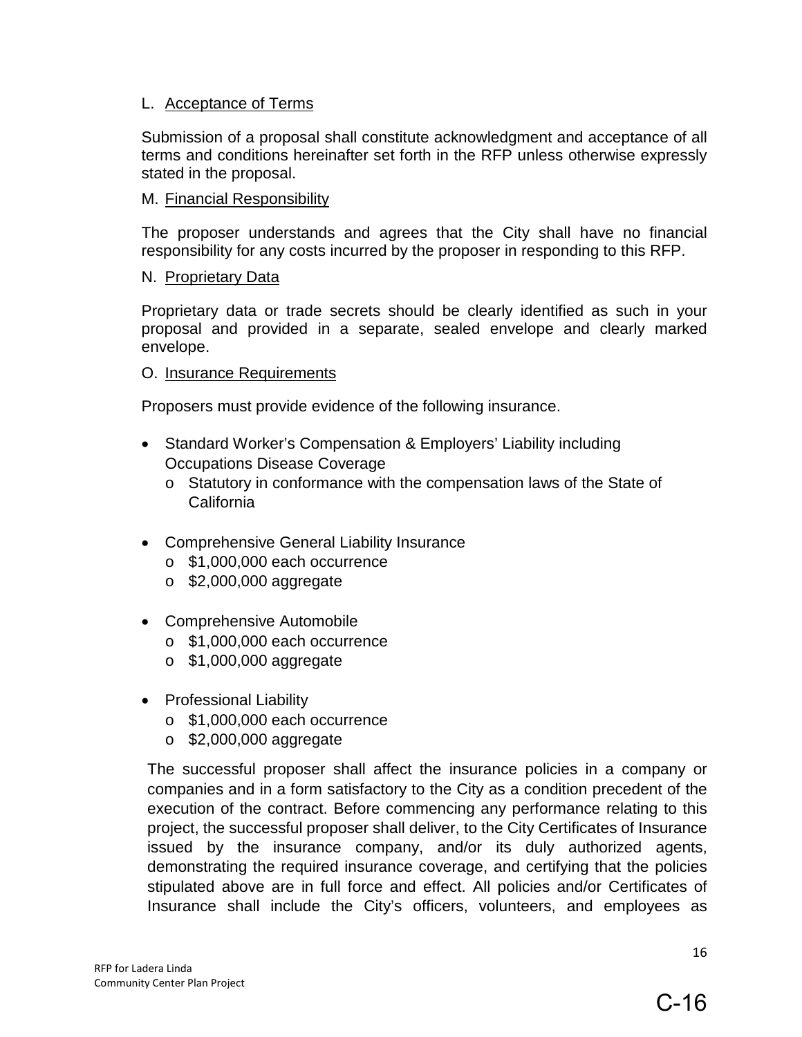L. Acceptance of Terms

Submission of a proposal shall constitute acknowledgment and acceptance of all terms and conditions hereinafter set forth in the RFP unless otherwise expressly stated in the proposal.

M. Financial Responsibility

The proposer understands and agrees that the City shall have no financial responsibility for any costs incurred by the proposer in responding to this RFP.

N. Proprietary Data

Proprietary data or trade secrets should be clearly identified as such in your proposal and provided in a separate, sealed envelope and clearly marked envelope.

O. Insurance Requirements

Proposers must provide evidence of the following insurance.

- Standard Worker's Compensation & Employers' Liability including Occupations Disease Coverage
  - Statutory in conformance with the compensation laws of the State of California
- Comprehensive General Liability Insurance
  - $1,000,000 each occurrence
  - $2,000,000 aggregate
- Comprehensive Automobile
  - $1,000,000 each occurrence
  - $1,000,000 aggregate
- Professional Liability
  - $1,000,000 each occurrence
  - $2,000,000 aggregate

The successful proposer shall affect the insurance policies in a company or companies and in a form satisfactory to the City as a condition precedent of the execution of the contract. Before commencing any performance relating to this project, the successful proposer shall deliver, to the City Certificates of Insurance issued by the insurance company, and/or its duly authorized agents, demonstrating the required insurance coverage, and certifying that the policies stipulated above are in full force and effect. All policies and/or Certificates of Insurance shall include the City's officers, volunteers, and employees as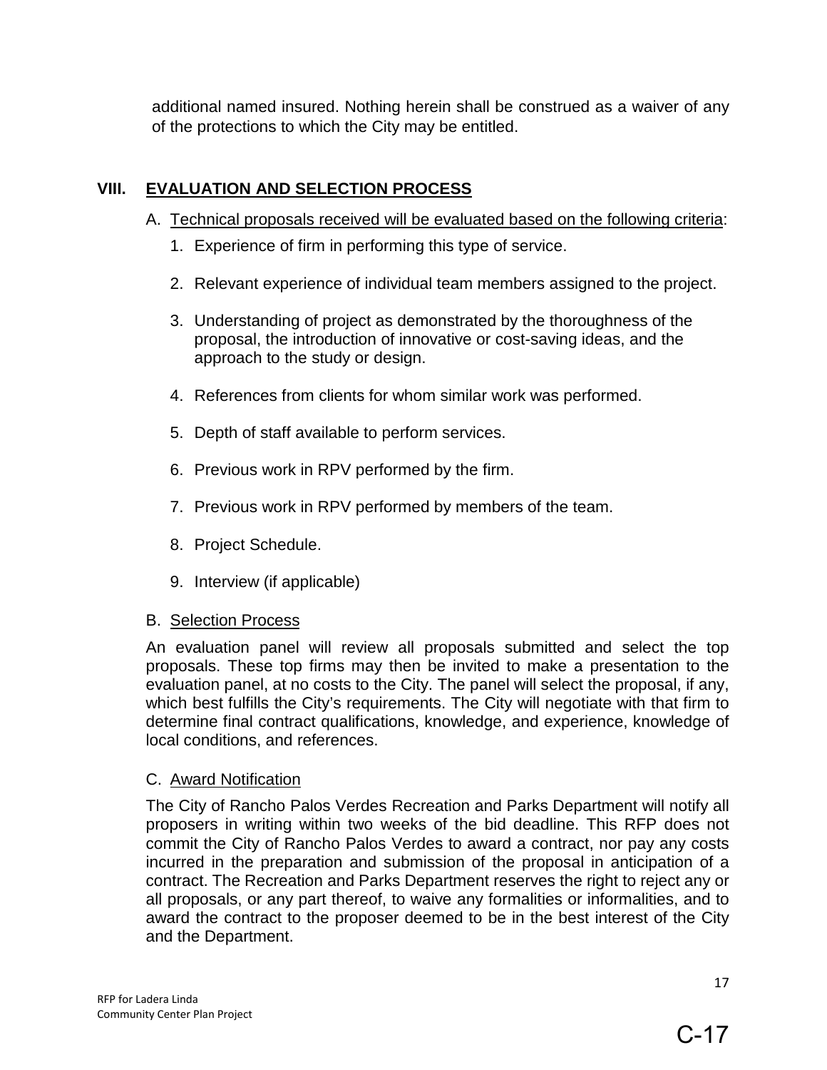additional named insured. Nothing herein shall be construed as a waiver of any of the protections to which the City may be entitled.

## VIII. EVALUATION AND SELECTION PROCESS

A. Technical proposals received will be evaluated based on the following criteria:

1. Experience of firm in performing this type of service.
2. Relevant experience of individual team members assigned to the project.
3. Understanding of project as demonstrated by the thoroughness of the proposal, the introduction of innovative or cost-saving ideas, and the approach to the study or design.
4. References from clients for whom similar work was performed.
5. Depth of staff available to perform services.
6. Previous work in RPV performed by the firm.
7. Previous work in RPV performed by members of the team.
8. Project Schedule.
9. Interview (if applicable)

B. Selection Process

An evaluation panel will review all proposals submitted and select the top proposals. These top firms may then be invited to make a presentation to the evaluation panel, at no costs to the City. The panel will select the proposal, if any, which best fulfills the City's requirements. The City will negotiate with that firm to determine final contract qualifications, knowledge, and experience, knowledge of local conditions, and references.

C. Award Notification

The City of Rancho Palos Verdes Recreation and Parks Department will notify all proposers in writing within two weeks of the bid deadline. This RFP does not commit the City of Rancho Palos Verdes to award a contract, nor pay any costs incurred in the preparation and submission of the proposal in anticipation of a contract. The Recreation and Parks Department reserves the right to reject any or all proposals, or any part thereof, to waive any formalities or informalities, and to award the contract to the proposer deemed to be in the best interest of the City and the Department.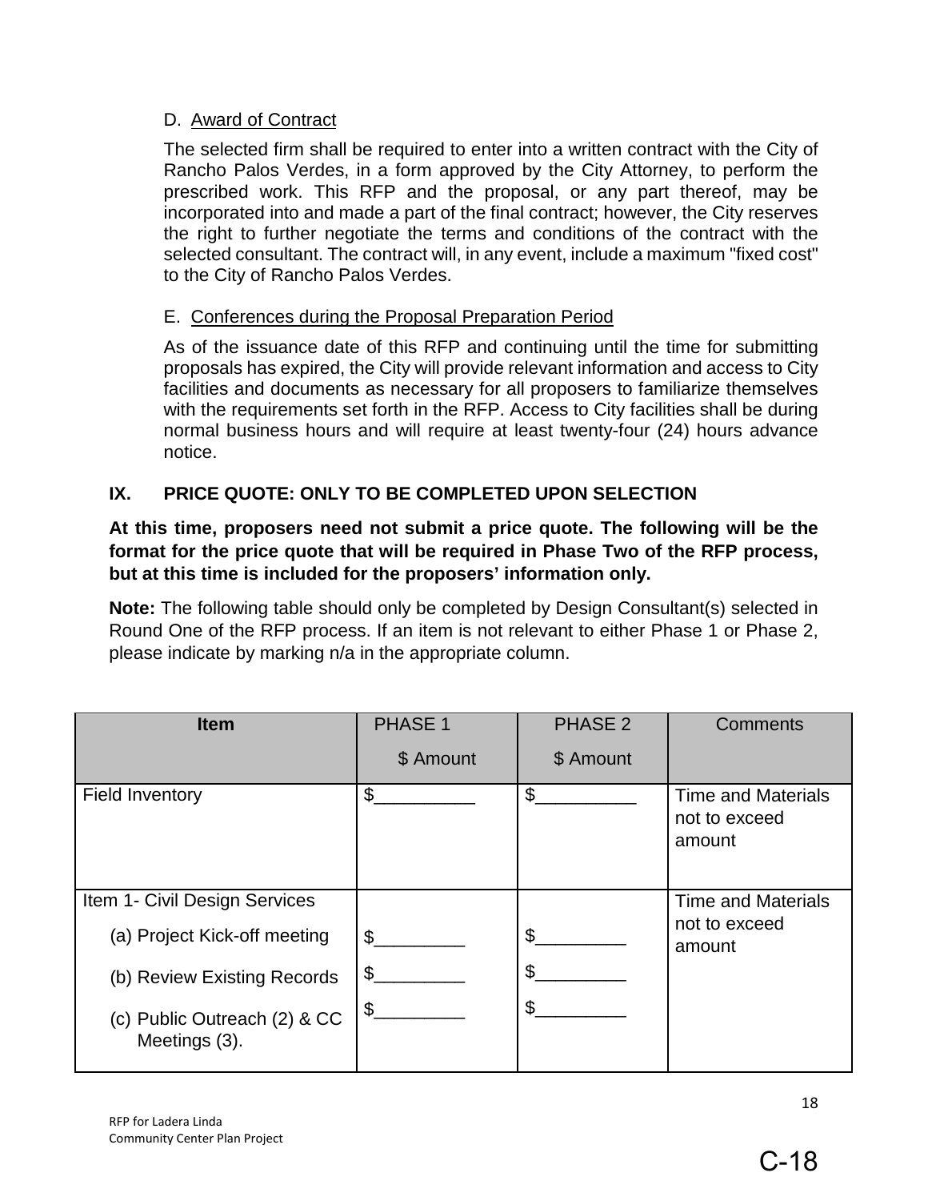D. Award of Contract

The selected firm shall be required to enter into a written contract with the City of Rancho Palos Verdes, in a form approved by the City Attorney, to perform the prescribed work. This RFP and the proposal, or any part thereof, may be incorporated into and made a part of the final contract; however, the City reserves the right to further negotiate the terms and conditions of the contract with the selected consultant. The contract will, in any event, include a maximum "fixed cost" to the City of Rancho Palos Verdes.

E. Conferences during the Proposal Preparation Period

As of the issuance date of this RFP and continuing until the time for submitting proposals has expired, the City will provide relevant information and access to City facilities and documents as necessary for all proposers to familiarize themselves with the requirements set forth in the RFP. Access to City facilities shall be during normal business hours and will require at least twenty-four (24) hours advance notice.

## IX. PRICE QUOTE: ONLY TO BE COMPLETED UPON SELECTION

**At this time, proposers need not submit a price quote. The following will be the format for the price quote that will be required in Phase Two of the RFP process, but at this time is included for the proposers' information only.**

**Note:** The following table should only be completed by Design Consultant(s) selected in Round One of the RFP process. If an item is not relevant to either Phase 1 or Phase 2, please indicate by marking n/a in the appropriate column.

| Item | PHASE 1 $ Amount | PHASE 2 $ Amount | Comments |
|---|---|---|---|
| Field Inventory | $__________ | $__________ | Time and Materials not to exceed amount |
| Item 1- Civil Design Services | | | Time and Materials not to exceed amount |
| (a) Project Kick-off meeting | $_________ | $_________ | |
| (b) Review Existing Records | $_________ | $_________ | |
| (c) Public Outreach (2) & CC Meetings (3). | $_________ | $_________ | |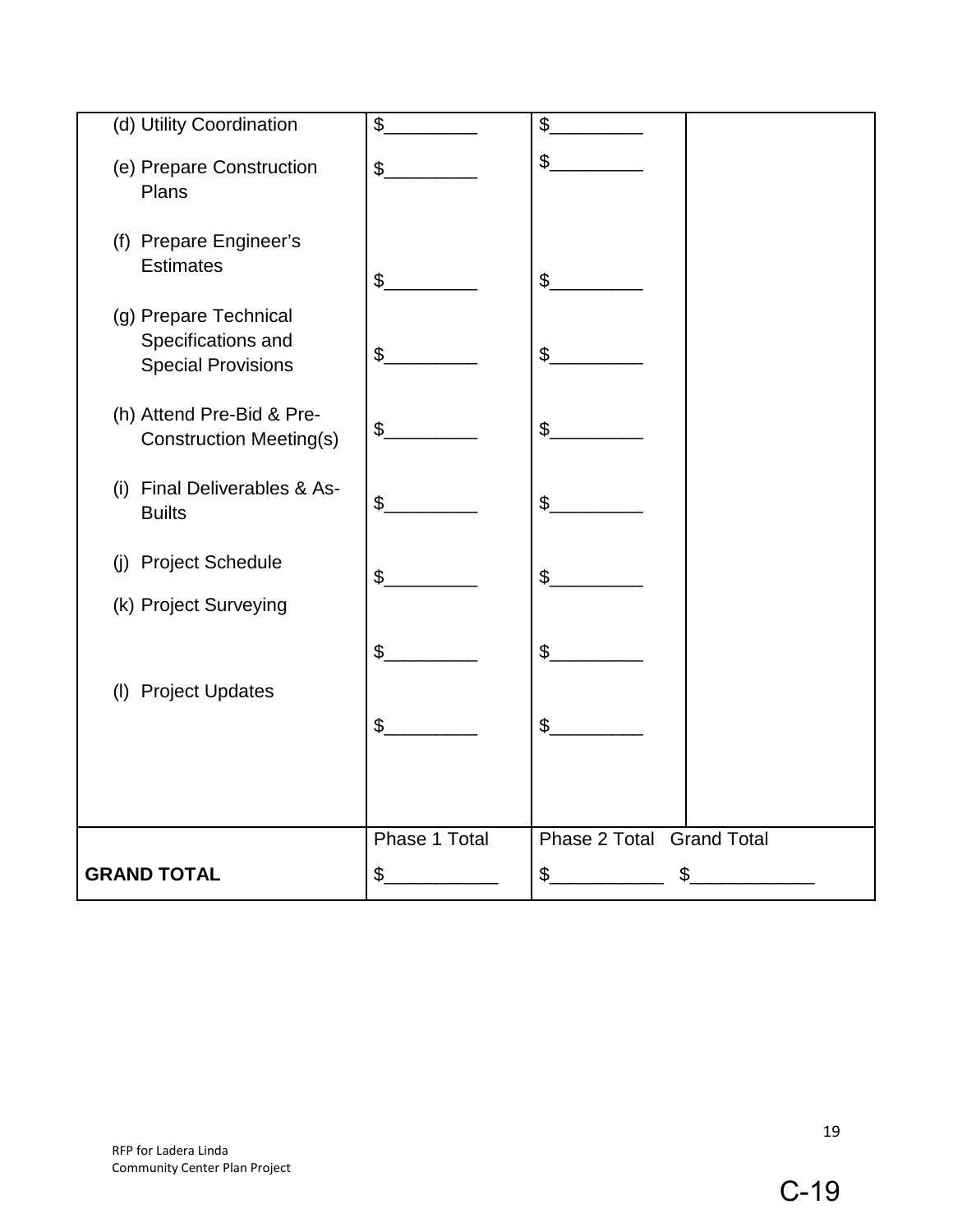| | | | |
|---|---|---|---|
| (d) Utility Coordination | $_________ | $_________ | |
| (e) Prepare Construction Plans | $_________ | $_________ | |
| (f) Prepare Engineer's Estimates | $_________ | $_________ | |
| (g) Prepare Technical Specifications and Special Provisions | $_________ | $_________ | |
| (h) Attend Pre-Bid & Pre-Construction Meeting(s) | $_________ | $_________ | |
| (i) Final Deliverables & As-Builts | $_________ | $_________ | |
| (j) Project Schedule | $_________ | $_________ | |
| (k) Project Surveying | $_________ | $_________ | |
| (l) Project Updates | $_________ | $_________ | |
| | Phase 1 Total | Phase 2 Total | Grand Total |
| **GRAND TOTAL** | $___________ | $___________ | $____________ |

RFP for Ladera Linda
Community Center Plan Project

C-19